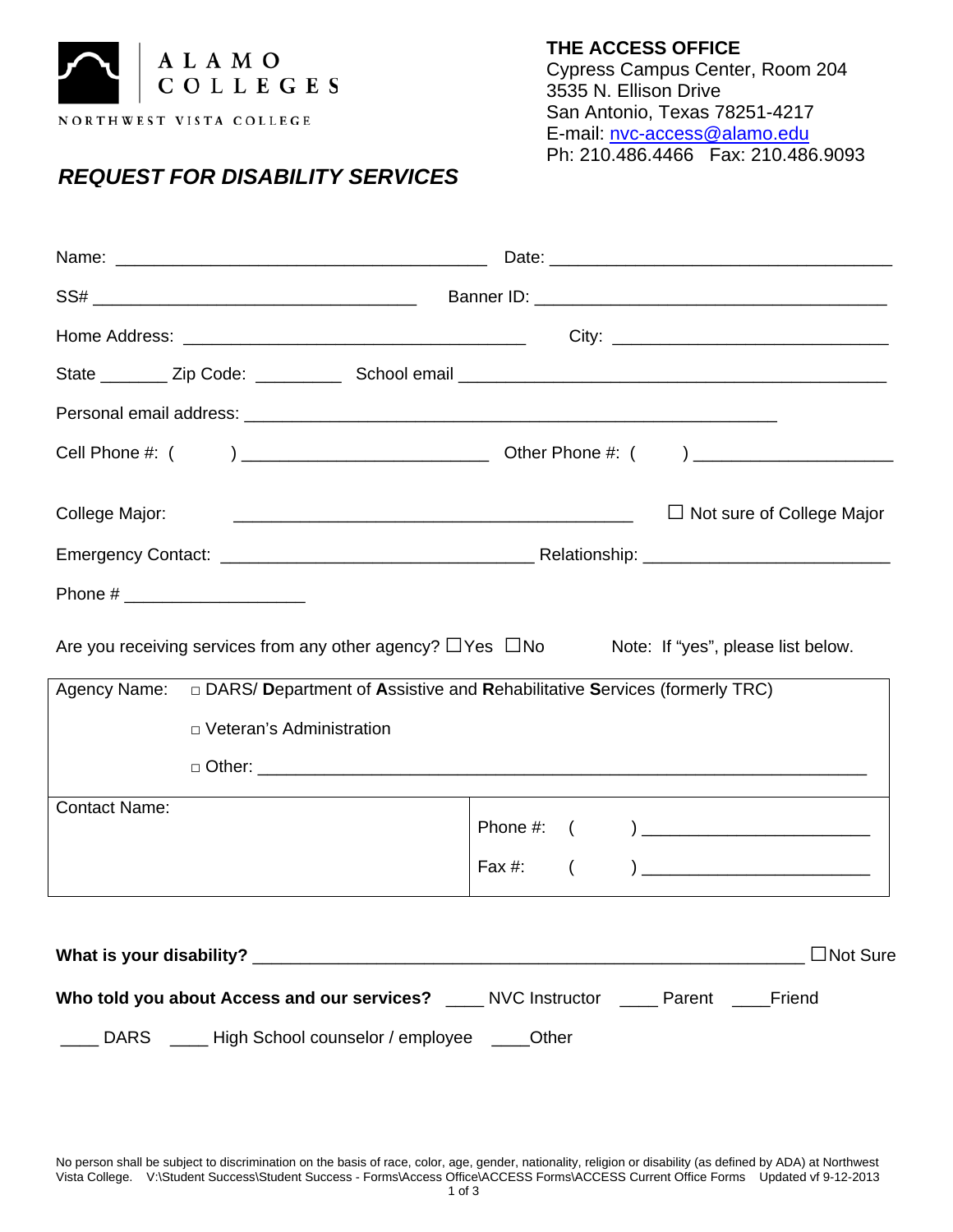ALAMO COLLEGES

NORTHWEST VISTA COLLEGE

**THE ACCESS OFFICE**
Cypress Campus Center, Room 204
3535 N. Ellison Drive
San Antonio, Texas 78251-4217
E-mail: nvc-access@alamo.edu
Ph: 210.486.4466 Fax: 210.486.9093

## *REQUEST FOR DISABILITY SERVICES*

Name: ________________________________________ Date: _____________________________________

SS# ___________________________________ Banner ID: ______________________________________

Home Address: _____________________________________ City: ______________________________

State _______ Zip Code: _________ School email _______________________________________________

Personal email address: _________________________________________________________

Cell Phone #: ( ) __________________________ Other Phone #: ( ) _____________________

College Major: ___________________________________________ ☐ Not sure of College Major

Emergency Contact: _________________________________ Relationship: __________________________

Phone # ___________________

Are you receiving services from any other agency? ☐Yes ☐No Note: If "yes", please list below.

| Agency Name: | □ DARS/ **D**epartment of **A**ssistive and **R**ehabilitative **S**ervices (formerly TRC)<br>□ Veteran's Administration<br>□ Other: _______________________________________________________________ |
|---|---|
| Contact Name: | Phone #: ( ) ________________________<br>Fax #: ( ) ________________________ |

**What is your disability?** ___________________________________________________________ ☐Not Sure

**Who told you about Access and our services?** ____ NVC Instructor ____ Parent ____Friend

____ DARS ____ High School counselor / employee ____Other

No person shall be subject to discrimination on the basis of race, color, age, gender, nationality, religion or disability (as defined by ADA) at Northwest Vista College. V:\Student Success\Student Success - Forms\Access Office\ACCESS Forms\ACCESS Current Office Forms Updated vf 9-12-2013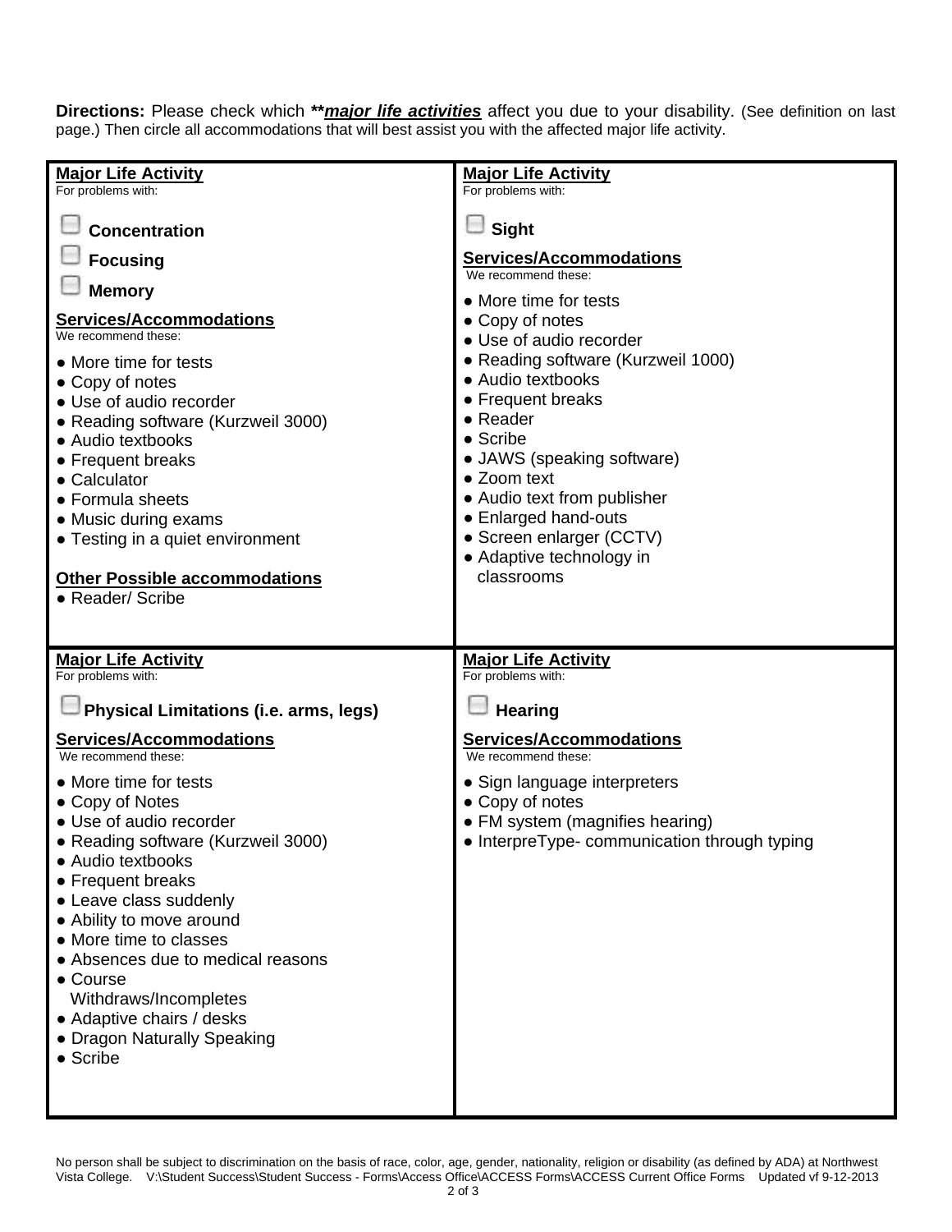**Directions:** Please check which ***[major life activities](#)*** affect you due to your disability. (See definition on last page.) Then circle all accommodations that will best assist you with the affected major life activity.

### Major Life Activity

For problems with:

- [ ] **Concentration**
- [ ] **Focusing**
- [ ] **Memory**

**Services/Accommodations**

We recommend these:

- More time for tests
- Copy of notes
- Use of audio recorder
- Reading software (Kurzweil 3000)
- Audio textbooks
- Frequent breaks
- Calculator
- Formula sheets
- Music during exams
- Testing in a quiet environment

**Other Possible accommodations**

- Reader/ Scribe

### Major Life Activity

For problems with:

- [ ] **Sight**

**Services/Accommodations**

We recommend these:

- More time for tests
- Copy of notes
- Use of audio recorder
- Reading software (Kurzweil 1000)
- Audio textbooks
- Frequent breaks
- Reader
- Scribe
- JAWS (speaking software)
- Zoom text
- Audio text from publisher
- Enlarged hand-outs
- Screen enlarger (CCTV)
- Adaptive technology in classrooms

### Major Life Activity

For problems with:

- [ ] **Physical Limitations (i.e. arms, legs)**

**Services/Accommodations**

We recommend these:

- More time for tests
- Copy of Notes
- Use of audio recorder
- Reading software (Kurzweil 3000)
- Audio textbooks
- Frequent breaks
- Leave class suddenly
- Ability to move around
- More time to classes
- Absences due to medical reasons
- Course Withdraws/Incompletes
- Adaptive chairs / desks
- Dragon Naturally Speaking
- Scribe

### Major Life Activity

For problems with:

- [ ] **Hearing**

**Services/Accommodations**

We recommend these:

- Sign language interpreters
- Copy of notes
- FM system (magnifies hearing)
- InterpreType- communication through typing

No person shall be subject to discrimination on the basis of race, color, age, gender, nationality, religion or disability (as defined by ADA) at Northwest Vista College. V:\Student Success\Student Success - Forms\Access Office\ACCESS Forms\ACCESS Current Office Forms Updated vf 9-12-2013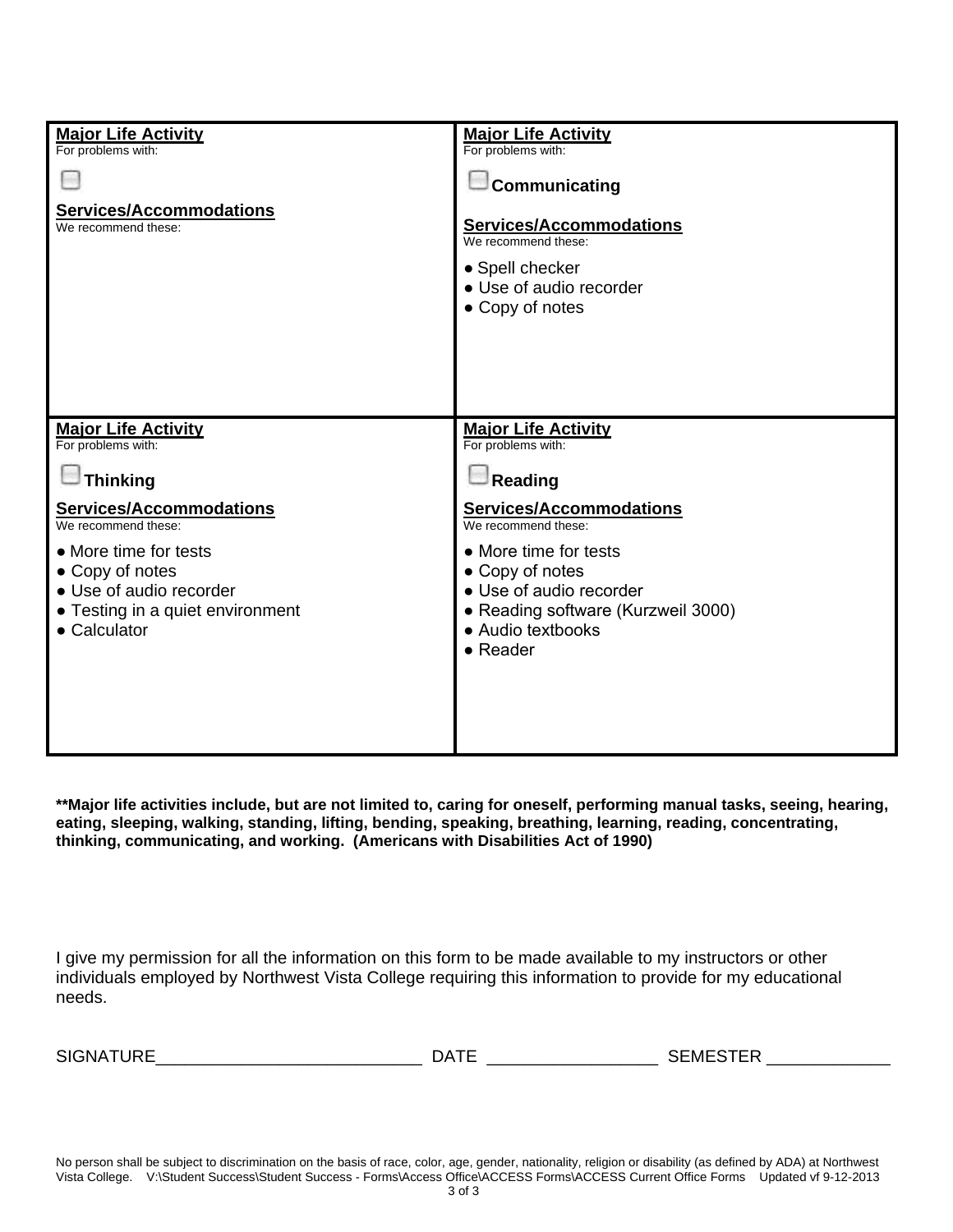| | |
|---|---|
| **Major Life Activity**<br>For problems with:<br>☐<br><br>**Services/Accommodations**<br>We recommend these: | **Major Life Activity**<br>For problems with:<br>☐ **Communicating**<br><br>**Services/Accommodations**<br>We recommend these:<br>● Spell checker<br>● Use of audio recorder<br>● Copy of notes |
| **Major Life Activity**<br>For problems with:<br>☐ **Thinking**<br><br>**Services/Accommodations**<br>We recommend these:<br>● More time for tests<br>● Copy of notes<br>● Use of audio recorder<br>● Testing in a quiet environment<br>● Calculator | **Major Life Activity**<br>For problems with:<br>☐ **Reading**<br><br>**Services/Accommodations**<br>We recommend these:<br>● More time for tests<br>● Copy of notes<br>● Use of audio recorder<br>● Reading software (Kurzweil 3000)<br>● Audio textbooks<br>● Reader |

****Major life activities include, but are not limited to, caring for oneself, performing manual tasks, seeing, hearing, eating, sleeping, walking, standing, lifting, bending, speaking, breathing, learning, reading, concentrating, thinking, communicating, and working. (Americans with Disabilities Act of 1990)**

I give my permission for all the information on this form to be made available to my instructors or other individuals employed by Northwest Vista College requiring this information to provide for my educational needs.

SIGNATURE___________________________ DATE _________________ SEMESTER ____________

No person shall be subject to discrimination on the basis of race, color, age, gender, nationality, religion or disability (as defined by ADA) at Northwest Vista College. V:\Student Success\Student Success - Forms\Access Office\ACCESS Forms\ACCESS Current Office Forms Updated vf 9-12-2013